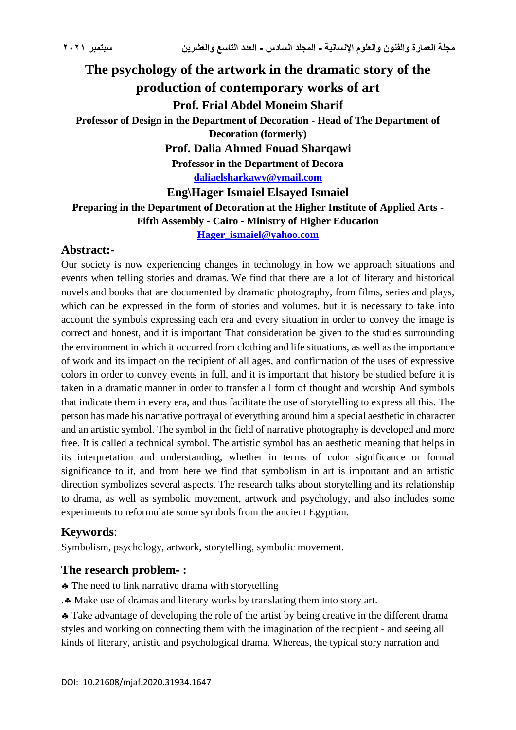# The psychology of the artwork in the dramatic story of the production of contemporary works of art

**Prof. Frial Abdel Moneim Sharif**

**Professor of Design in the Department of Decoration - Head of The Department of Decoration (formerly)**

**Prof. Dalia Ahmed Fouad Sharqawi**

**Professor in the Department of Decora**

**daliaelsharkawy@ymail.com**

**Eng\Hager Ismaiel Elsayed Ismaiel**

**Preparing in the Department of Decoration at the Higher Institute of Applied Arts - Fifth Assembly - Cairo - Ministry of Higher Education**

**Hager_ismaiel@yahoo.com**

## Abstract:-

Our society is now experiencing changes in technology in how we approach situations and events when telling stories and dramas. We find that there are a lot of literary and historical novels and books that are documented by dramatic photography, from films, series and plays, which can be expressed in the form of stories and volumes, but it is necessary to take into account the symbols expressing each era and every situation in order to convey the image is correct and honest, and it is important That consideration be given to the studies surrounding the environment in which it occurred from clothing and life situations, as well as the importance of work and its impact on the recipient of all ages, and confirmation of the uses of expressive colors in order to convey events in full, and it is important that history be studied before it is taken in a dramatic manner in order to transfer all form of thought and worship And symbols that indicate them in every era, and thus facilitate the use of storytelling to express all this. The person has made his narrative portrayal of everything around him a special aesthetic in character and an artistic symbol. The symbol in the field of narrative photography is developed and more free. It is called a technical symbol. The artistic symbol has an aesthetic meaning that helps in its interpretation and understanding, whether in terms of color significance or formal significance to it, and from here we find that symbolism in art is important and an artistic direction symbolizes several aspects. The research talks about storytelling and its relationship to drama, as well as symbolic movement, artwork and psychology, and also includes some experiments to reformulate some symbols from the ancient Egyptian.

## Keywords:

Symbolism, psychology, artwork, storytelling, symbolic movement.

## The research problem- :

♣ The need to link narrative drama with storytelling

.♣ Make use of dramas and literary works by translating them into story art.

♣ Take advantage of developing the role of the artist by being creative in the different drama styles and working on connecting them with the imagination of the recipient - and seeing all kinds of literary, artistic and psychological drama. Whereas, the typical story narration and

DOI: 10.21608/mjaf.2020.31934.1647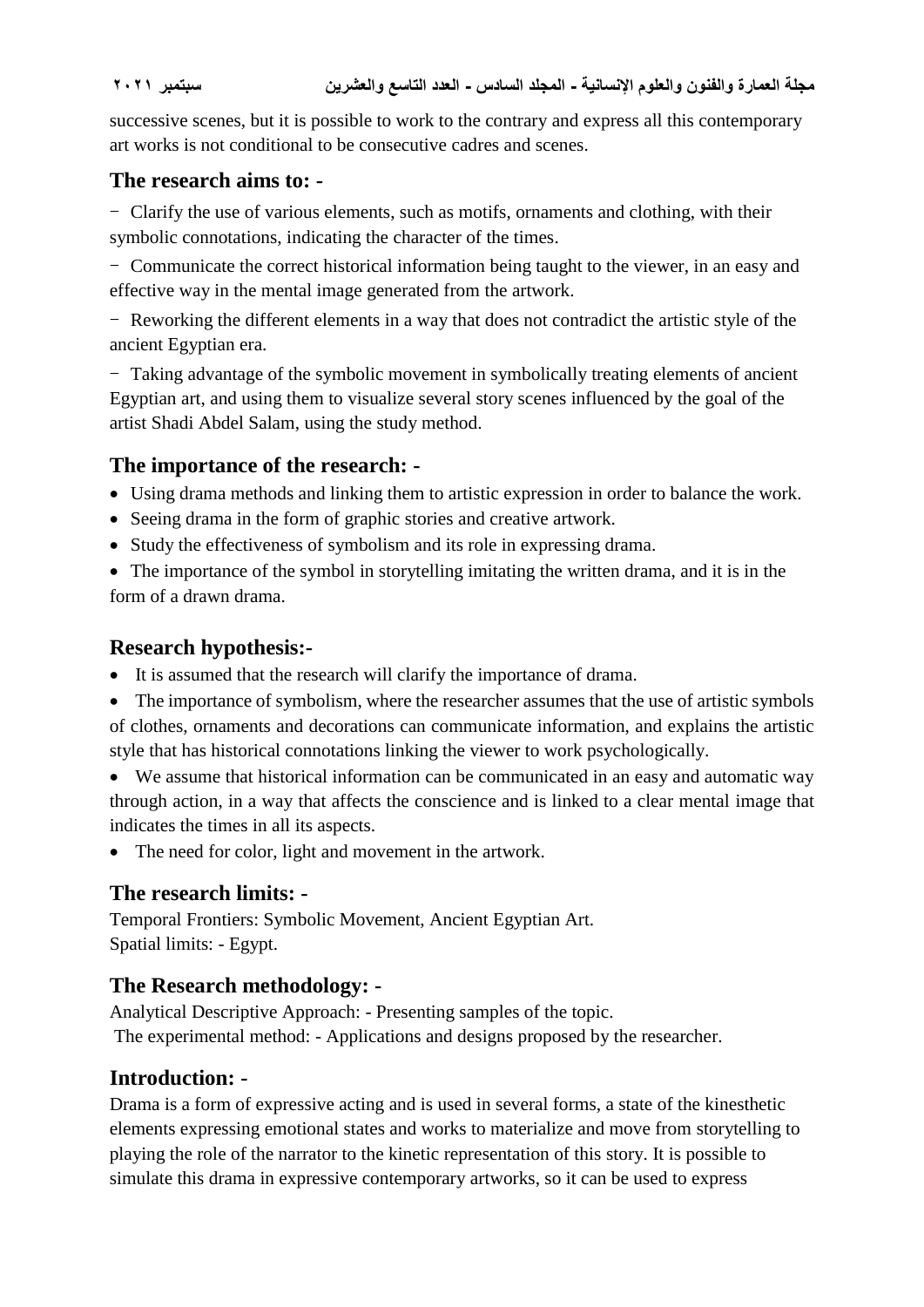successive scenes, but it is possible to work to the contrary and express all this contemporary art works is not conditional to be consecutive cadres and scenes.

## The research aims to: -

- Clarify the use of various elements, such as motifs, ornaments and clothing, with their symbolic connotations, indicating the character of the times.
- Communicate the correct historical information being taught to the viewer, in an easy and effective way in the mental image generated from the artwork.
- Reworking the different elements in a way that does not contradict the artistic style of the ancient Egyptian era.
- Taking advantage of the symbolic movement in symbolically treating elements of ancient Egyptian art, and using them to visualize several story scenes influenced by the goal of the artist Shadi Abdel Salam, using the study method.

## The importance of the research: -

- Using drama methods and linking them to artistic expression in order to balance the work.
- Seeing drama in the form of graphic stories and creative artwork.
- Study the effectiveness of symbolism and its role in expressing drama.
- The importance of the symbol in storytelling imitating the written drama, and it is in the form of a drawn drama.

## Research hypothesis:-

- It is assumed that the research will clarify the importance of drama.
- The importance of symbolism, where the researcher assumes that the use of artistic symbols of clothes, ornaments and decorations can communicate information, and explains the artistic style that has historical connotations linking the viewer to work psychologically.
- We assume that historical information can be communicated in an easy and automatic way through action, in a way that affects the conscience and is linked to a clear mental image that indicates the times in all its aspects.
- The need for color, light and movement in the artwork.

## The research limits: -

Temporal Frontiers: Symbolic Movement, Ancient Egyptian Art.
Spatial limits: - Egypt.

## The Research methodology: -

Analytical Descriptive Approach: - Presenting samples of the topic.
The experimental method: - Applications and designs proposed by the researcher.

## Introduction: -

Drama is a form of expressive acting and is used in several forms, a state of the kinesthetic elements expressing emotional states and works to materialize and move from storytelling to playing the role of the narrator to the kinetic representation of this story. It is possible to simulate this drama in expressive contemporary artworks, so it can be used to express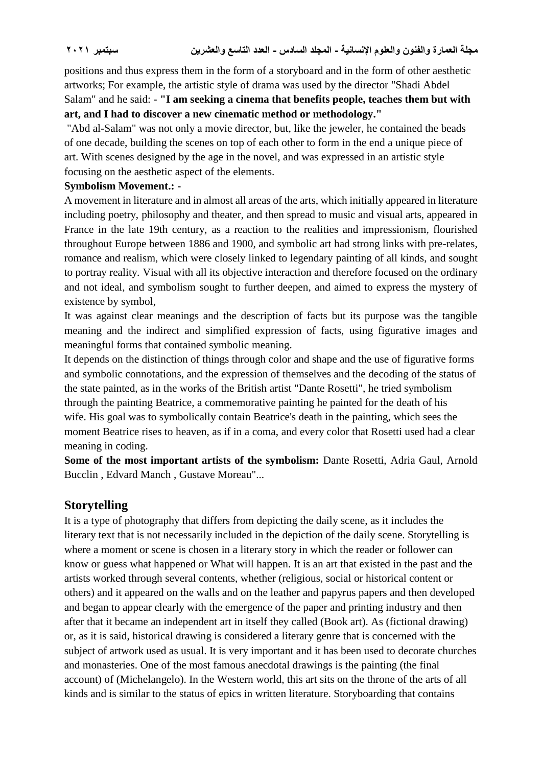positions and thus express them in the form of a storyboard and in the form of other aesthetic artworks; For example, the artistic style of drama was used by the director "Shadi Abdel Salam" and he said: - **"I am seeking a cinema that benefits people, teaches them but with art, and I had to discover a new cinematic method or methodology."**

"Abd al-Salam" was not only a movie director, but, like the jeweler, he contained the beads of one decade, building the scenes on top of each other to form in the end a unique piece of art. With scenes designed by the age in the novel, and was expressed in an artistic style focusing on the aesthetic aspect of the elements.

**Symbolism Movement.: -**

A movement in literature and in almost all areas of the arts, which initially appeared in literature including poetry, philosophy and theater, and then spread to music and visual arts, appeared in France in the late 19th century, as a reaction to the realities and impressionism, flourished throughout Europe between 1886 and 1900, and symbolic art had strong links with pre-relates, romance and realism, which were closely linked to legendary painting of all kinds, and sought to portray reality. Visual with all its objective interaction and therefore focused on the ordinary and not ideal, and symbolism sought to further deepen, and aimed to express the mystery of existence by symbol,

It was against clear meanings and the description of facts but its purpose was the tangible meaning and the indirect and simplified expression of facts, using figurative images and meaningful forms that contained symbolic meaning.

It depends on the distinction of things through color and shape and the use of figurative forms and symbolic connotations, and the expression of themselves and the decoding of the status of the state painted, as in the works of the British artist "Dante Rosetti", he tried symbolism through the painting Beatrice, a commemorative painting he painted for the death of his wife. His goal was to symbolically contain Beatrice's death in the painting, which sees the moment Beatrice rises to heaven, as if in a coma, and every color that Rosetti used had a clear meaning in coding.

**Some of the most important artists of the symbolism:** Dante Rosetti, Adria Gaul, Arnold Bucclin , Edvard Manch , Gustave Moreau"...

## Storytelling

It is a type of photography that differs from depicting the daily scene, as it includes the literary text that is not necessarily included in the depiction of the daily scene. Storytelling is where a moment or scene is chosen in a literary story in which the reader or follower can know or guess what happened or What will happen. It is an art that existed in the past and the artists worked through several contents, whether (religious, social or historical content or others) and it appeared on the walls and on the leather and papyrus papers and then developed and began to appear clearly with the emergence of the paper and printing industry and then after that it became an independent art in itself they called (Book art). As (fictional drawing) or, as it is said, historical drawing is considered a literary genre that is concerned with the subject of artwork used as usual. It is very important and it has been used to decorate churches and monasteries. One of the most famous anecdotal drawings is the painting (the final account) of (Michelangelo). In the Western world, this art sits on the throne of the arts of all kinds and is similar to the status of epics in written literature. Storyboarding that contains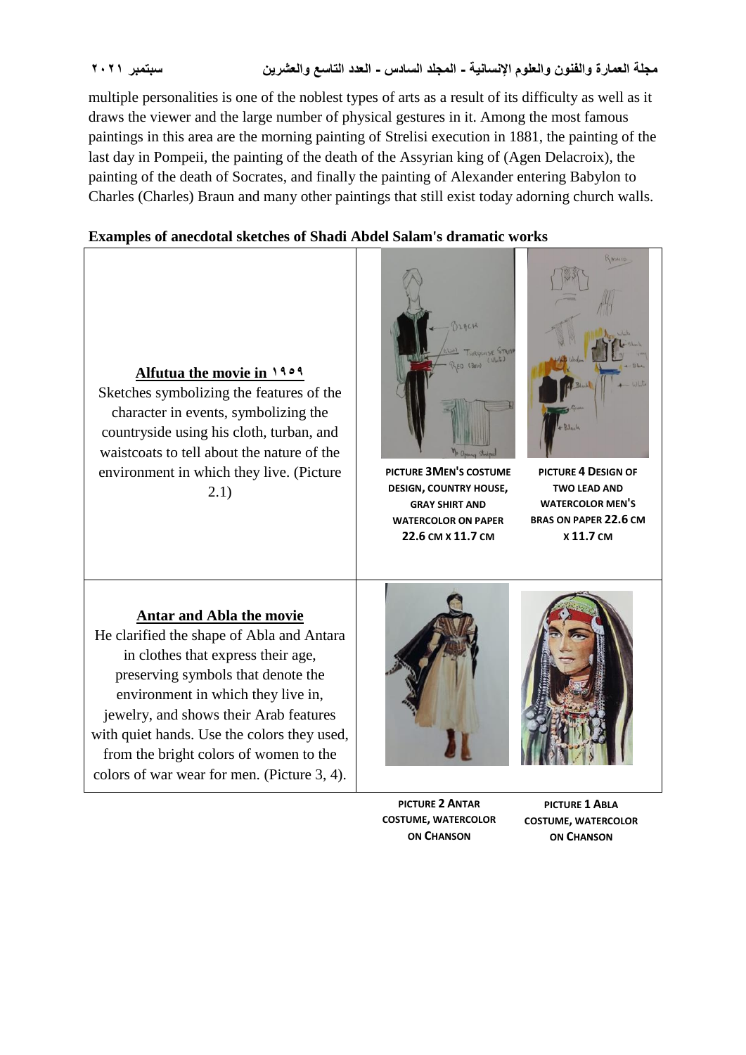multiple personalities is one of the noblest types of arts as a result of its difficulty as well as it draws the viewer and the large number of physical gestures in it. Among the most famous paintings in this area are the morning painting of Strelisi execution in 1881, the painting of the last day in Pompeii, the painting of the death of the Assyrian king of (Agen Delacroix), the painting of the death of Socrates, and finally the painting of Alexander entering Babylon to Charles (Charles) Braun and many other paintings that still exist today adorning church walls.

**Examples of anecdotal sketches of Shadi Abdel Salam's dramatic works**

| | | |
|---|---|---|
| **Alfutua the movie in ١٩٥٩**<br>Sketches symbolizing the features of the character in events, symbolizing the countryside using his cloth, turban, and waistcoats to tell about the nature of the environment in which they live. (Picture 2.1) | **PICTURE 3 MEN'S COSTUME DESIGN, COUNTRY HOUSE, GRAY SHIRT AND WATERCOLOR ON PAPER 22.6 CM X 11.7 CM** | **PICTURE 4 DESIGN OF TWO LEAD AND WATERCOLOR MEN'S BRAS ON PAPER 22.6 CM X 11.7 CM** |
| **Antar and Abla the movie**<br>He clarified the shape of Abla and Antara in clothes that express their age, preserving symbols that denote the environment in which they live in, jewelry, and shows their Arab features with quiet hands. Use the colors they used, from the bright colors of women to the colors of war wear for men. (Picture 3, 4). | | |

**PICTURE 2 ANTAR COSTUME, WATERCOLOR ON CHANSON**

**PICTURE 1 ABLA COSTUME, WATERCOLOR ON CHANSON**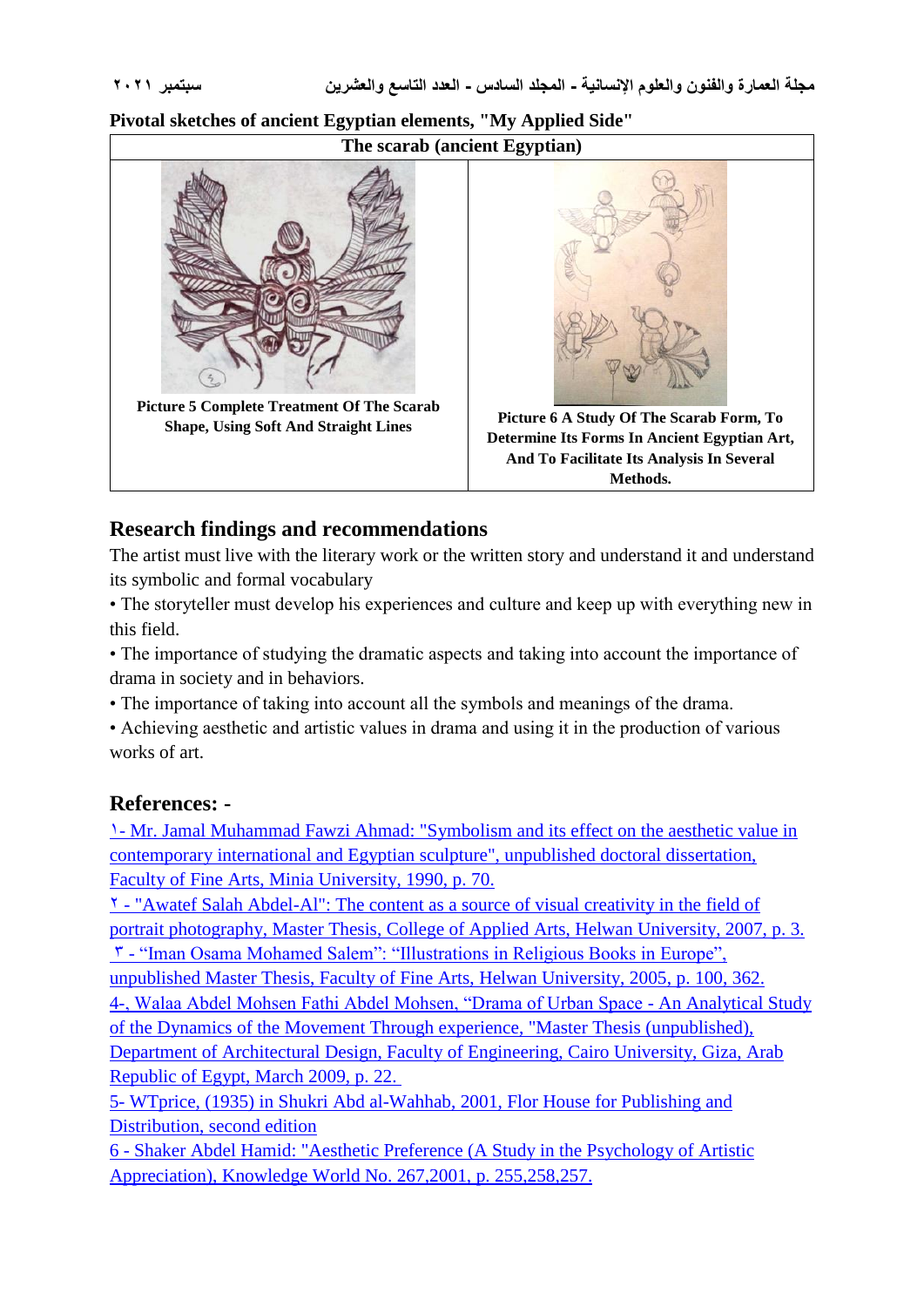**Pivotal sketches of ancient Egyptian elements, "My Applied Side"**

| The scarab (ancient Egyptian) | |
|---|---|
| Picture 5 Complete Treatment Of The Scarab Shape, Using Soft And Straight Lines | Picture 6 A Study Of The Scarab Form, To Determine Its Forms In Ancient Egyptian Art, And To Facilitate Its Analysis In Several Methods. |

## Research findings and recommendations

The artist must live with the literary work or the written story and understand it and understand its symbolic and formal vocabulary

- The storyteller must develop his experiences and culture and keep up with everything new in this field.
- The importance of studying the dramatic aspects and taking into account the importance of drama in society and in behaviors.
- The importance of taking into account all the symbols and meanings of the drama.
- Achieving aesthetic and artistic values in drama and using it in the production of various works of art.

## References: -

١- Mr. Jamal Muhammad Fawzi Ahmad: "Symbolism and its effect on the aesthetic value in contemporary international and Egyptian sculpture", unpublished doctoral dissertation, Faculty of Fine Arts, Minia University, 1990, p. 70.

٢ - "Awatef Salah Abdel-Al": The content as a source of visual creativity in the field of portrait photography, Master Thesis, College of Applied Arts, Helwan University, 2007, p. 3.

٣ - "Iman Osama Mohamed Salem": "Illustrations in Religious Books in Europe", unpublished Master Thesis, Faculty of Fine Arts, Helwan University, 2005, p. 100, 362.

4-, Walaa Abdel Mohsen Fathi Abdel Mohsen, "Drama of Urban Space - An Analytical Study of the Dynamics of the Movement Through experience, "Master Thesis (unpublished), Department of Architectural Design, Faculty of Engineering, Cairo University, Giza, Arab Republic of Egypt, March 2009, p. 22.

5- WTprice, (1935) in Shukri Abd al-Wahhab, 2001, Flor House for Publishing and Distribution, second edition

6 - Shaker Abdel Hamid: "Aesthetic Preference (A Study in the Psychology of Artistic Appreciation), Knowledge World No. 267,2001, p. 255,258,257.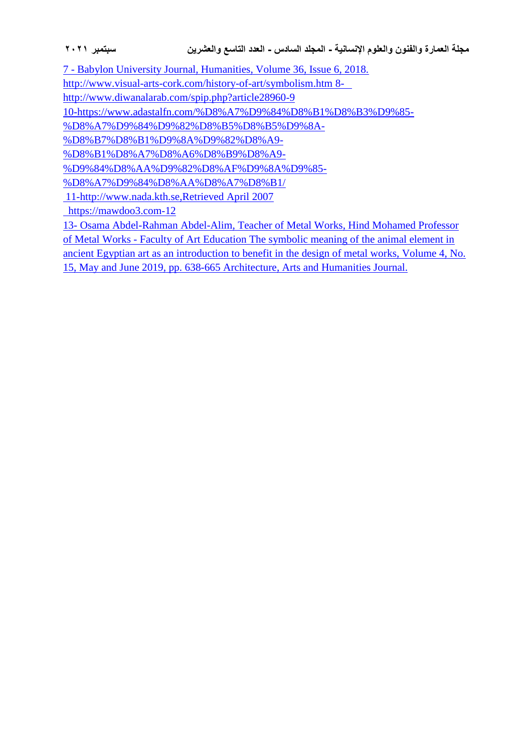7 - Babylon University Journal, Humanities, Volume 36, Issue 6, 2018.

http://www.visual-arts-cork.com/history-of-art/symbolism.htm 8-

http://www.diwanalarab.com/spip.php?article28960-9

10-https://www.adastalfn.com/%D8%A7%D9%84%D8%B1%D8%B3%D9%85-%D8%A7%D9%84%D9%82%D8%B5%D8%B5%D9%8A-%D8%B7%D8%B1%D9%8A%D9%82%D8%A9-%D8%B1%D8%A7%D8%A6%D8%B9%D8%A9-%D9%84%D8%AA%D9%82%D8%AF%D9%8A%D9%85-%D8%A7%D9%84%D8%AA%D8%A7%D8%B1/

11-http://www.nada.kth.se,Retrieved April 2007

https://mawdoo3.com-12

13- Osama Abdel-Rahman Abdel-Alim, Teacher of Metal Works, Hind Mohamed Professor of Metal Works - Faculty of Art Education The symbolic meaning of the animal element in ancient Egyptian art as an introduction to benefit in the design of metal works, Volume 4, No. 15, May and June 2019, pp. 638-665 Architecture, Arts and Humanities Journal.